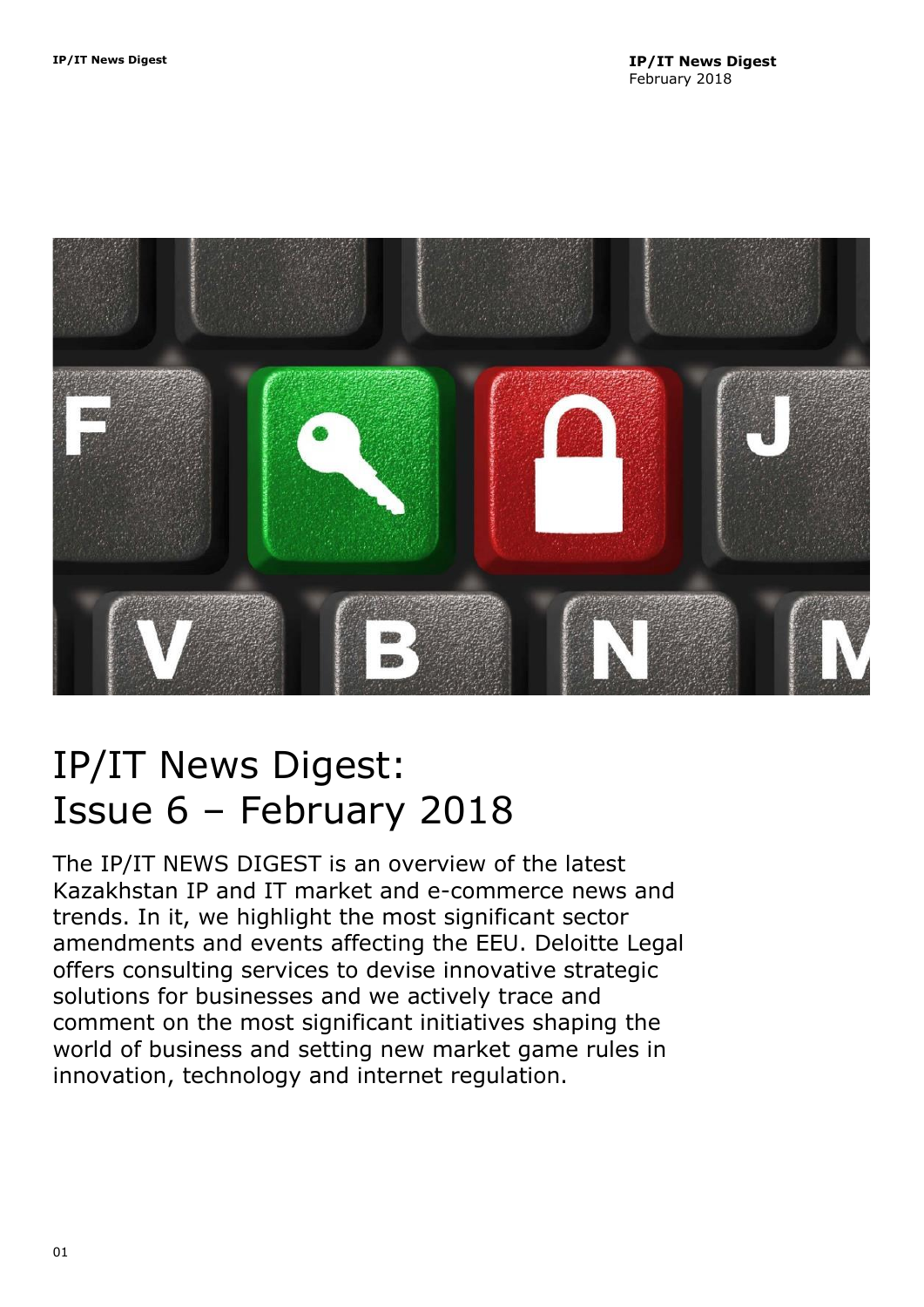# IP/IT News Digest: Issue 6 – February 2018

The IP/IT NEWS DIGEST is an overview of the latest Kazakhstan IP and IT market and e-commerce news and trends. In it, we highlight the most significant sector amendments and events affecting the EEU. Deloitte Legal offers consulting services to devise innovative strategic solutions for businesses and we actively trace and comment on the most significant initiatives shaping the world of business and setting new market game rules in innovation, technology and internet regulation.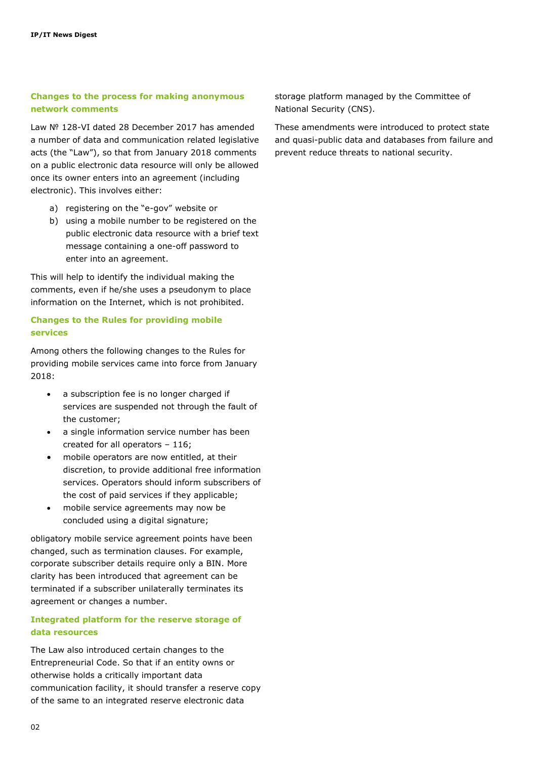## Changes to the process for making anonymous network comments

Law № 128-VI dated 28 December 2017 has amended a number of data and communication related legislative acts (the "Law"), so that from January 2018 comments on a public electronic data resource will only be allowed once its owner enters into an agreement (including electronic). This involves either:

a) registering on the "e-gov" website or
b) using a mobile number to be registered on the public electronic data resource with a brief text message containing a one-off password to enter into an agreement.

This will help to identify the individual making the comments, even if he/she uses a pseudonym to place information on the Internet, which is not prohibited.

## Changes to the Rules for providing mobile services

Among others the following changes to the Rules for providing mobile services came into force from January 2018:

- a subscription fee is no longer charged if services are suspended not through the fault of the customer;
- a single information service number has been created for all operators – 116;
- mobile operators are now entitled, at their discretion, to provide additional free information services. Operators should inform subscribers of the cost of paid services if they applicable;
- mobile service agreements may now be concluded using a digital signature;

obligatory mobile service agreement points have been changed, such as termination clauses. For example, corporate subscriber details require only a BIN. More clarity has been introduced that agreement can be terminated if a subscriber unilaterally terminates its agreement or changes a number.

## Integrated platform for the reserve storage of data resources

The Law also introduced certain changes to the Entrepreneurial Code. So that if an entity owns or otherwise holds a critically important data communication facility, it should transfer a reserve copy of the same to an integrated reserve electronic data storage platform managed by the Committee of National Security (CNS).

These amendments were introduced to protect state and quasi-public data and databases from failure and prevent reduce threats to national security.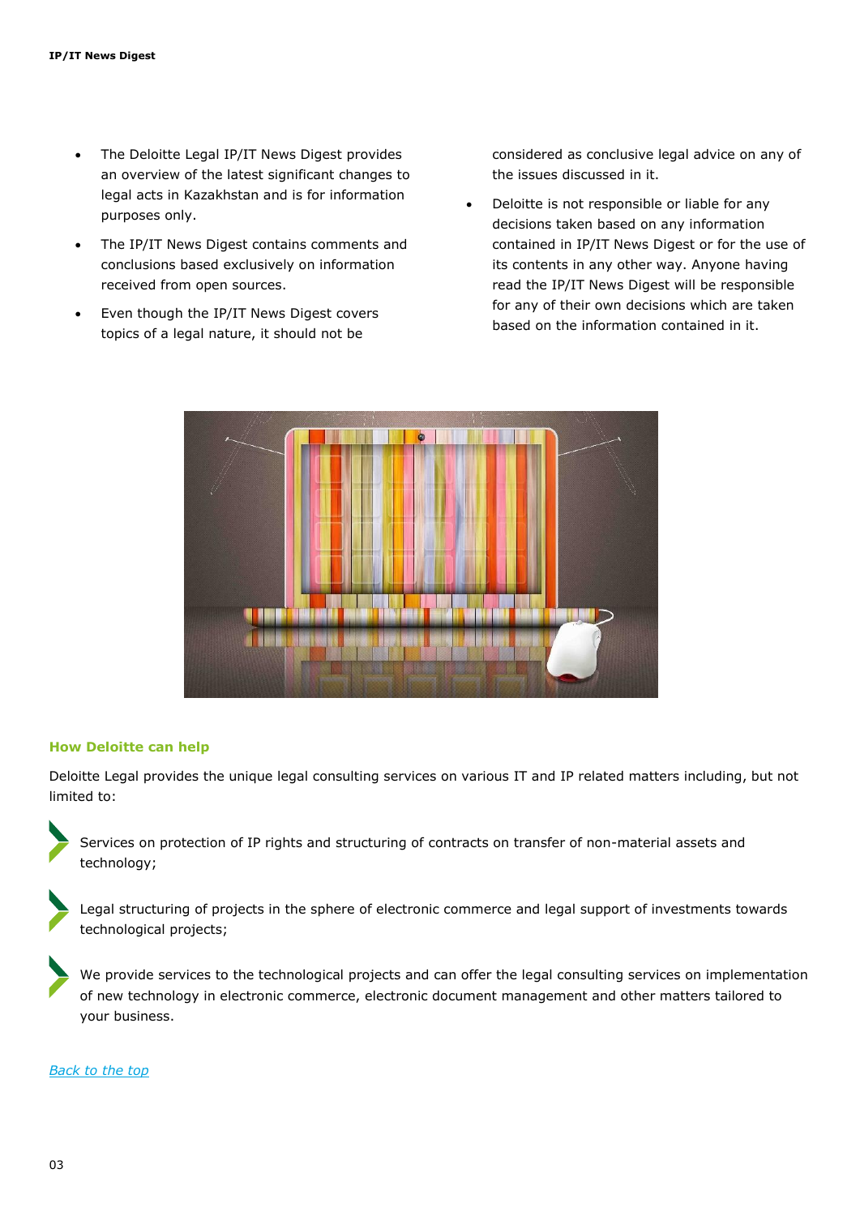- The Deloitte Legal IP/IT News Digest provides an overview of the latest significant changes to legal acts in Kazakhstan and is for information purposes only.
- The IP/IT News Digest contains comments and conclusions based exclusively on information received from open sources.
- Even though the IP/IT News Digest covers topics of a legal nature, it should not be considered as conclusive legal advice on any of the issues discussed in it.
- Deloitte is not responsible or liable for any decisions taken based on any information contained in IP/IT News Digest or for the use of its contents in any other way. Anyone having read the IP/IT News Digest will be responsible for any of their own decisions which are taken based on the information contained in it.

### How Deloitte can help

Deloitte Legal provides the unique legal consulting services on various IT and IP related matters including, but not limited to:

- Services on protection of IP rights and structuring of contracts on transfer of non-material assets and technology;
- Legal structuring of projects in the sphere of electronic commerce and legal support of investments towards technological projects;
- We provide services to the technological projects and can offer the legal consulting services on implementation of new technology in electronic commerce, electronic document management and other matters tailored to your business.

*Back to the top*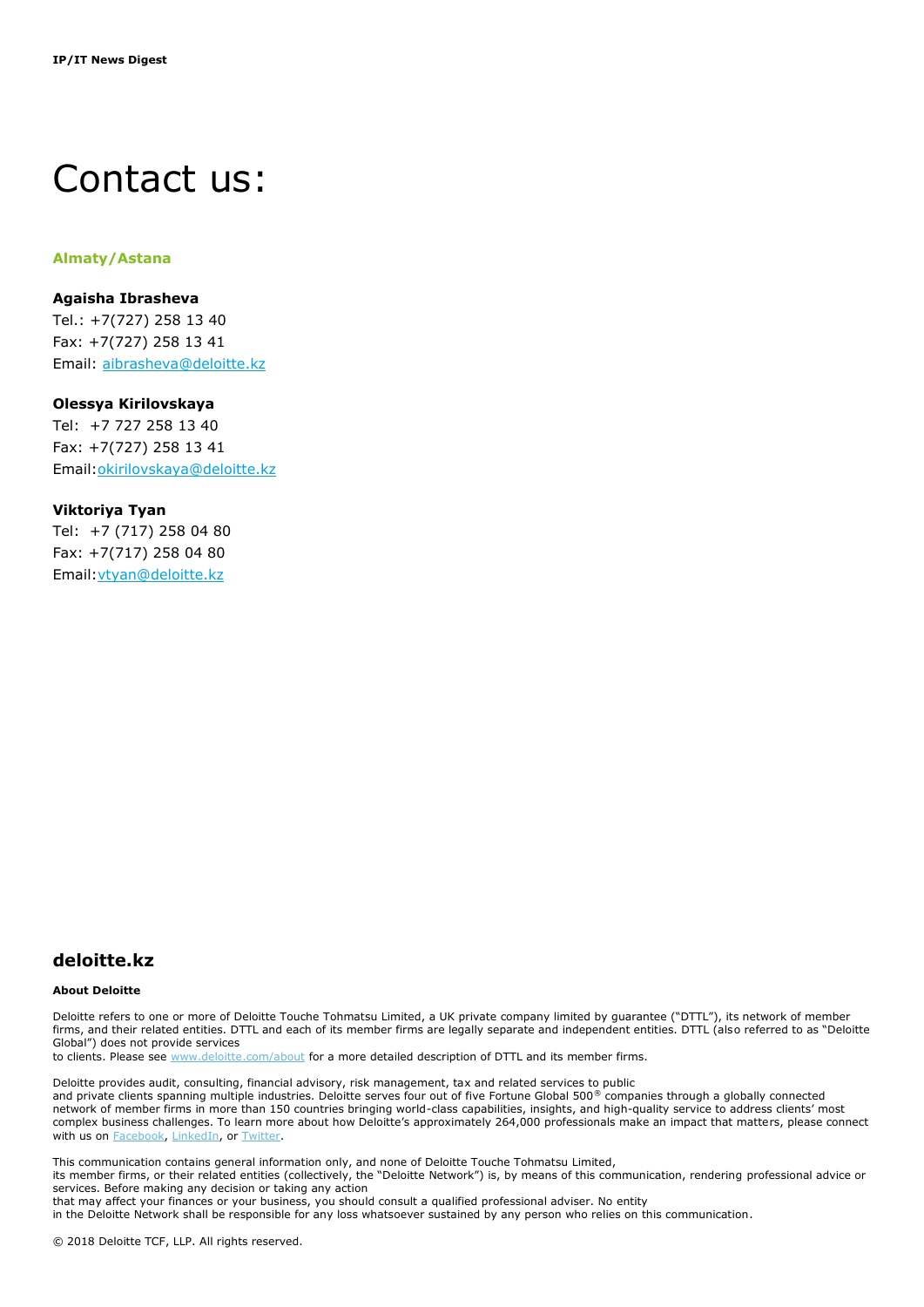# Contact us:

## Almaty/Astana

**Agaisha Ibrasheva**
Tel.: +7(727) 258 13 40
Fax: +7(727) 258 13 41
Email: aibrasheva@deloitte.kz

**Olessya Kirilovskaya**
Tel: +7 727 258 13 40
Fax: +7(727) 258 13 41
Email:okirilovskaya@deloitte.kz

**Viktoriya Tyan**
Tel: +7 (717) 258 04 80
Fax: +7(717) 258 04 80
Email:vtyan@deloitte.kz

## deloitte.kz

**About Deloitte**

Deloitte refers to one or more of Deloitte Touche Tohmatsu Limited, a UK private company limited by guarantee ("DTTL"), its network of member firms, and their related entities. DTTL and each of its member firms are legally separate and independent entities. DTTL (also referred to as "Deloitte Global") does not provide services to clients. Please see www.deloitte.com/about for a more detailed description of DTTL and its member firms.

Deloitte provides audit, consulting, financial advisory, risk management, tax and related services to public and private clients spanning multiple industries. Deloitte serves four out of five Fortune Global 500® companies through a globally connected network of member firms in more than 150 countries bringing world-class capabilities, insights, and high-quality service to address clients' most complex business challenges. To learn more about how Deloitte's approximately 264,000 professionals make an impact that matters, please connect with us on Facebook, LinkedIn, or Twitter.

This communication contains general information only, and none of Deloitte Touche Tohmatsu Limited, its member firms, or their related entities (collectively, the "Deloitte Network") is, by means of this communication, rendering professional advice or services. Before making any decision or taking any action that may affect your finances or your business, you should consult a qualified professional adviser. No entity in the Deloitte Network shall be responsible for any loss whatsoever sustained by any person who relies on this communication.

© 2018 Deloitte TCF, LLP. All rights reserved.